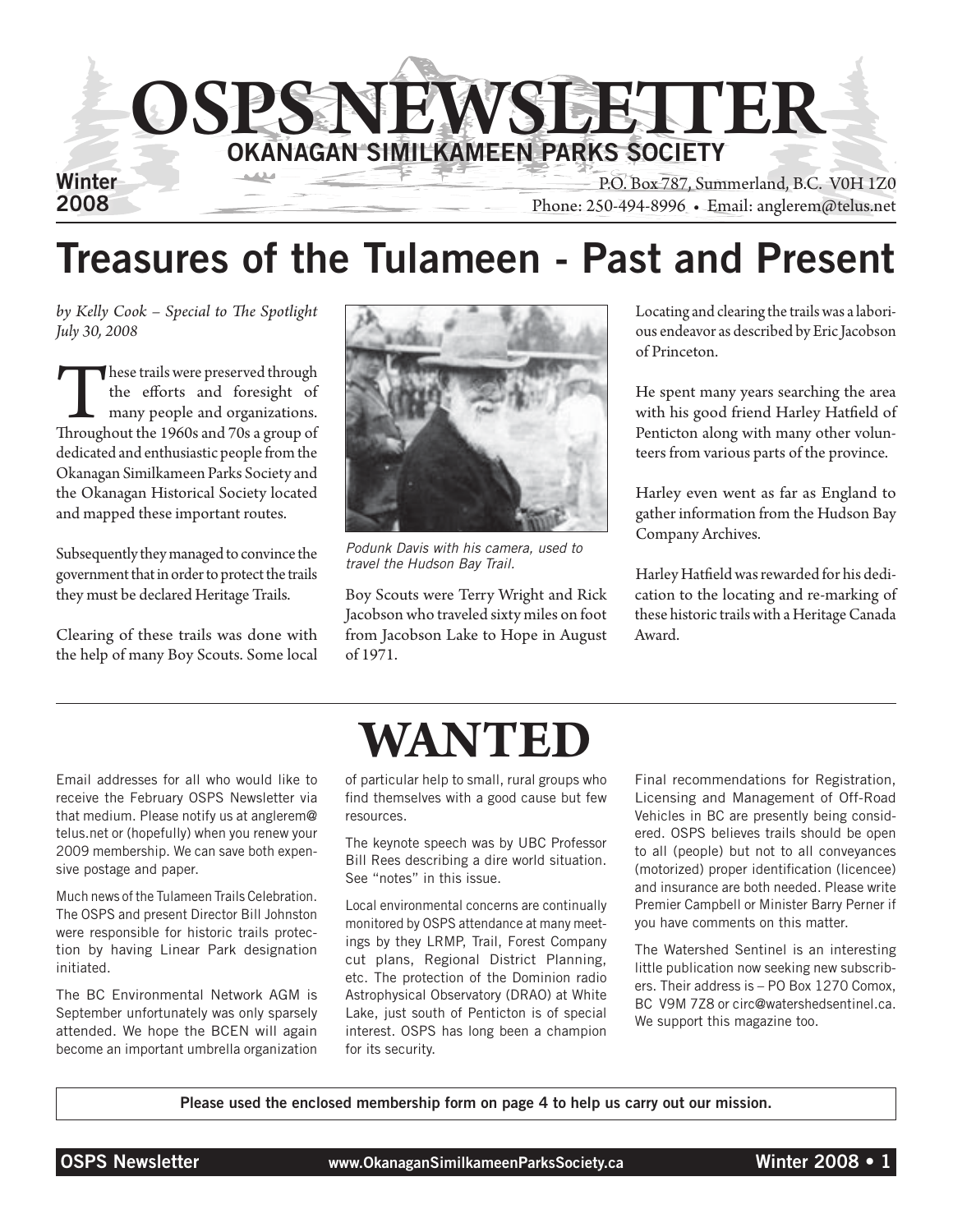# OSPS NEWSLETTER

## OKANAGAN SIMILKAMEEN PARKS SOCIETY

Winter 2008

P.O. Box 787, Summerland, B.C. V0H 1Z0
Phone: 250-494-8996 • Email: anglerem@telus.net

# Treasures of the Tulameen - Past and Present

*by Kelly Cook – Special to The Spotlight July 30, 2008*

These trails were preserved through the efforts and foresight of many people and organizations. Throughout the 1960s and 70s a group of dedicated and enthusiastic people from the Okanagan Similkameen Parks Society and the Okanagan Historical Society located and mapped these important routes.

Subsequently they managed to convince the government that in order to protect the trails they must be declared Heritage Trails.

Clearing of these trails was done with the help of many Boy Scouts. Some local Boy Scouts were Terry Wright and Rick Jacobson who traveled sixty miles on foot from Jacobson Lake to Hope in August of 1971.

*Podunk Davis with his camera, used to travel the Hudson Bay Trail.*

Locating and clearing the trails was a laborious endeavor as described by Eric Jacobson of Princeton.

He spent many years searching the area with his good friend Harley Hatfield of Penticton along with many other volunteers from various parts of the province.

Harley even went as far as England to gather information from the Hudson Bay Company Archives.

Harley Hatfield was rewarded for his dedication to the locating and re-marking of these historic trails with a Heritage Canada Award.

# WANTED

Email addresses for all who would like to receive the February OSPS Newsletter via that medium. Please notify us at anglerem@telus.net or (hopefully) when you renew your 2009 membership. We can save both expensive postage and paper.

Much news of the Tulameen Trails Celebration. The OSPS and present Director Bill Johnston were responsible for historic trails protection by having Linear Park designation initiated.

The BC Environmental Network AGM is September unfortunately was only sparsely attended. We hope the BCEN will again become an important umbrella organization of particular help to small, rural groups who find themselves with a good cause but few resources.

The keynote speech was by UBC Professor Bill Rees describing a dire world situation. See "notes" in this issue.

Local environmental concerns are continually monitored by OSPS attendance at many meetings by they LRMP, Trail, Forest Company cut plans, Regional District Planning, etc. The protection of the Dominion radio Astrophysical Observatory (DRAO) at White Lake, just south of Penticton is of special interest. OSPS has long been a champion for its security.

Final recommendations for Registration, Licensing and Management of Off-Road Vehicles in BC are presently being considered. OSPS believes trails should be open to all (people) but not to all conveyances (motorized) proper identification (licencee) and insurance are both needed. Please write Premier Campbell or Minister Barry Perner if you have comments on this matter.

The Watershed Sentinel is an interesting little publication now seeking new subscribers. Their address is – PO Box 1270 Comox, BC V9M 7Z8 or circ@watershedsentinel.ca. We support this magazine too.

**Please used the enclosed membership form on page 4 to help us carry out our mission.**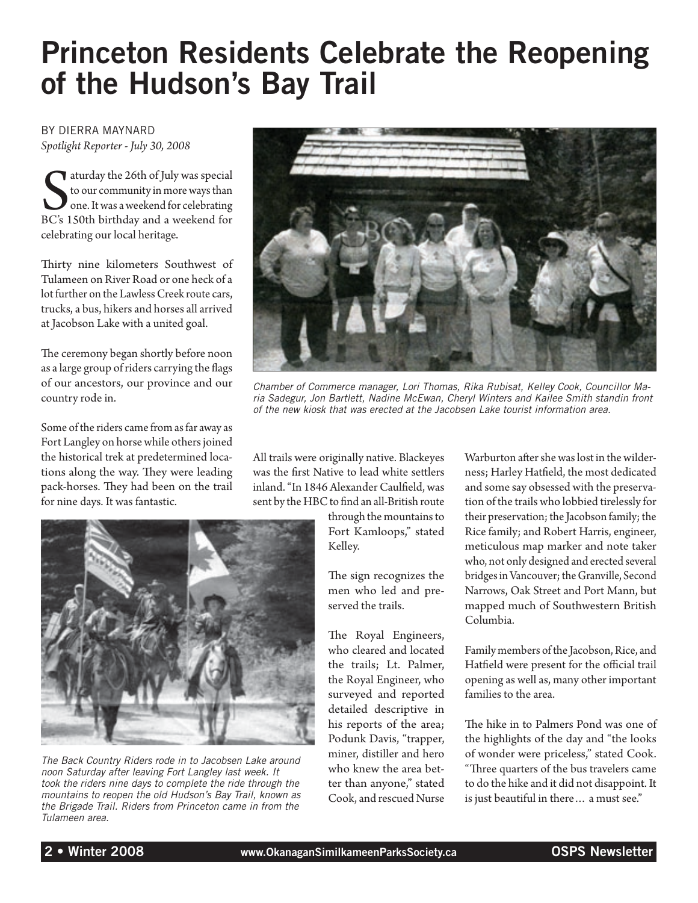# Princeton Residents Celebrate the Reopening of the Hudson's Bay Trail

BY DIERRA MAYNARD
*Spotlight Reporter - July 30, 2008*

Saturday the 26th of July was special to our community in more ways than one. It was a weekend for celebrating BC's 150th birthday and a weekend for celebrating our local heritage.

Thirty nine kilometers Southwest of Tulameen on River Road or one heck of a lot further on the Lawless Creek route cars, trucks, a bus, hikers and horses all arrived at Jacobson Lake with a united goal.

The ceremony began shortly before noon as a large group of riders carrying the flags of our ancestors, our province and our country rode in.

Some of the riders came from as far away as Fort Langley on horse while others joined the historical trek at predetermined locations along the way. They were leading pack-horses. They had been on the trail for nine days. It was fantastic.

*Chamber of Commerce manager, Lori Thomas, Rika Rubisat, Kelley Cook, Councillor Maria Sadegur, Jon Bartlett, Nadine McEwan, Cheryl Winters and Kailee Smith standin front of the new kiosk that was erected at the Jacobsen Lake tourist information area.*

*The Back Country Riders rode in to Jacobsen Lake around noon Saturday after leaving Fort Langley last week. It took the riders nine days to complete the ride through the mountains to reopen the old Hudson's Bay Trail, known as the Brigade Trail. Riders from Princeton came in from the Tulameen area.*

All trails were originally native. Blackeyes was the first Native to lead white settlers inland. "In 1846 Alexander Caulfield, was sent by the HBC to find an all-British route through the mountains to Fort Kamloops," stated Kelley.

The sign recognizes the men who led and preserved the trails.

The Royal Engineers, who cleared and located the trails; Lt. Palmer, the Royal Engineer, who surveyed and reported detailed descriptive in his reports of the area; Podunk Davis, "trapper, miner, distiller and hero who knew the area better than anyone," stated Cook, and rescued Nurse Warburton after she was lost in the wilderness; Harley Hatfield, the most dedicated and some say obsessed with the preservation of the trails who lobbied tirelessly for their preservation; the Jacobson family; the Rice family; and Robert Harris, engineer, meticulous map marker and note taker who, not only designed and erected several bridges in Vancouver; the Granville, Second Narrows, Oak Street and Port Mann, but mapped much of Southwestern British Columbia.

Family members of the Jacobson, Rice, and Hatfield were present for the official trail opening as well as, many other important families to the area.

The hike in to Palmers Pond was one of the highlights of the day and "the looks of wonder were priceless," stated Cook. "Three quarters of the bus travelers came to do the hike and it did not disappoint. It is just beautiful in there… a must see."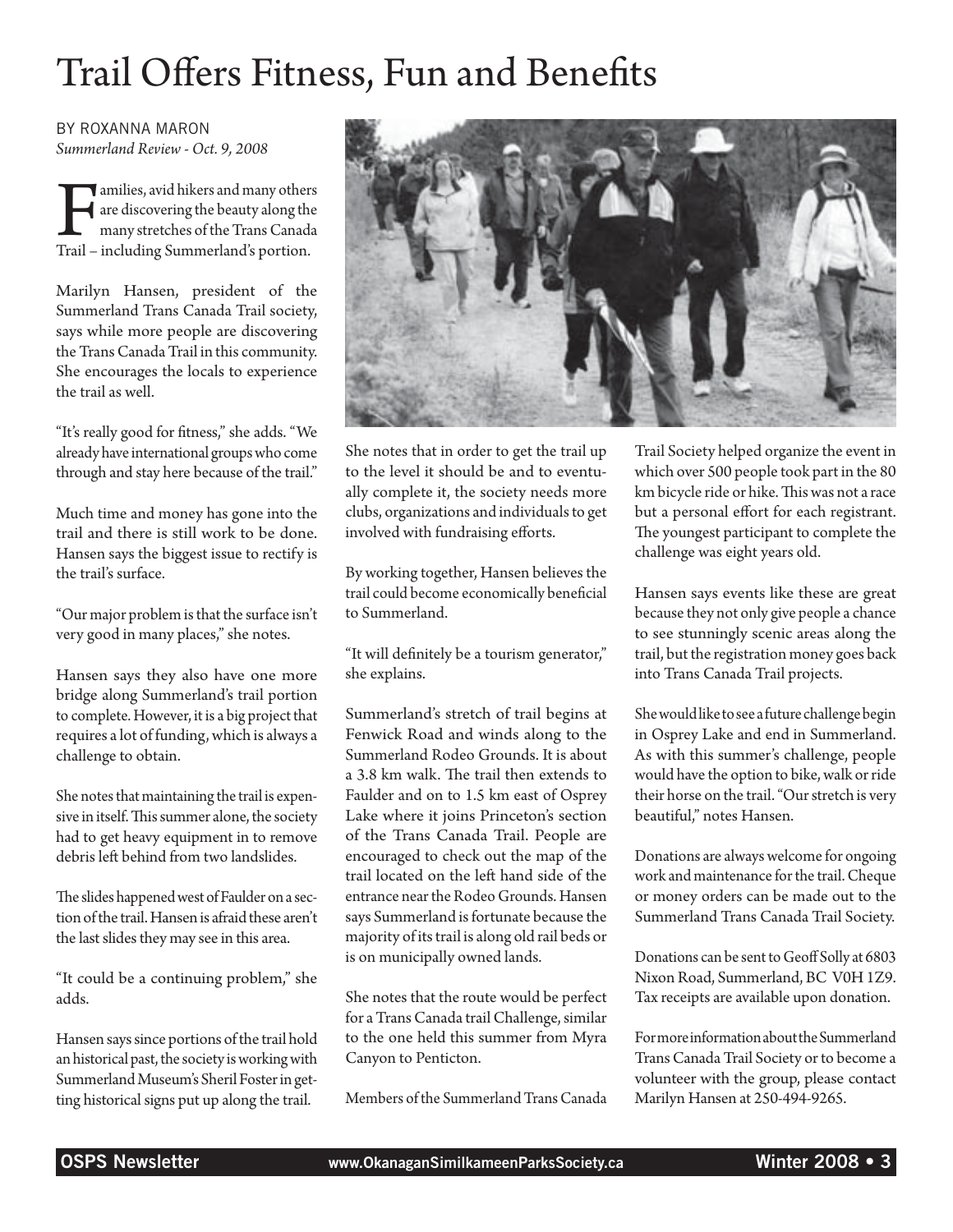# Trail Offers Fitness, Fun and Benefits

BY ROXANNA MARON
*Summerland Review - Oct. 9, 2008*

Families, avid hikers and many others are discovering the beauty along the many stretches of the Trans Canada Trail – including Summerland's portion.

Marilyn Hansen, president of the Summerland Trans Canada Trail society, says while more people are discovering the Trans Canada Trail in this community. She encourages the locals to experience the trail as well.

"It's really good for fitness," she adds. "We already have international groups who come through and stay here because of the trail."

Much time and money has gone into the trail and there is still work to be done. Hansen says the biggest issue to rectify is the trail's surface.

"Our major problem is that the surface isn't very good in many places," she notes.

Hansen says they also have one more bridge along Summerland's trail portion to complete. However, it is a big project that requires a lot of funding, which is always a challenge to obtain.

She notes that maintaining the trail is expensive in itself. This summer alone, the society had to get heavy equipment in to remove debris left behind from two landslides.

The slides happened west of Faulder on a section of the trail. Hansen is afraid these aren't the last slides they may see in this area.

"It could be a continuing problem," she adds.

Hansen says since portions of the trail hold an historical past, the society is working with Summerland Museum's Sheril Foster in getting historical signs put up along the trail.

She notes that in order to get the trail up to the level it should be and to eventually complete it, the society needs more clubs, organizations and individuals to get involved with fundraising efforts.

By working together, Hansen believes the trail could become economically beneficial to Summerland.

"It will definitely be a tourism generator," she explains.

Summerland's stretch of trail begins at Fenwick Road and winds along to the Summerland Rodeo Grounds. It is about a 3.8 km walk. The trail then extends to Faulder and on to 1.5 km east of Osprey Lake where it joins Princeton's section of the Trans Canada Trail. People are encouraged to check out the map of the trail located on the left hand side of the entrance near the Rodeo Grounds. Hansen says Summerland is fortunate because the majority of its trail is along old rail beds or is on municipally owned lands.

She notes that the route would be perfect for a Trans Canada trail Challenge, similar to the one held this summer from Myra Canyon to Penticton.

Members of the Summerland Trans Canada Trail Society helped organize the event in which over 500 people took part in the 80 km bicycle ride or hike. This was not a race but a personal effort for each registrant. The youngest participant to complete the challenge was eight years old.

Hansen says events like these are great because they not only give people a chance to see stunningly scenic areas along the trail, but the registration money goes back into Trans Canada Trail projects.

She would like to see a future challenge begin in Osprey Lake and end in Summerland. As with this summer's challenge, people would have the option to bike, walk or ride their horse on the trail. "Our stretch is very beautiful," notes Hansen.

Donations are always welcome for ongoing work and maintenance for the trail. Cheque or money orders can be made out to the Summerland Trans Canada Trail Society.

Donations can be sent to Geoff Solly at 6803 Nixon Road, Summerland, BC V0H 1Z9. Tax receipts are available upon donation.

For more information about the Summerland Trans Canada Trail Society or to become a volunteer with the group, please contact Marilyn Hansen at 250-494-9265.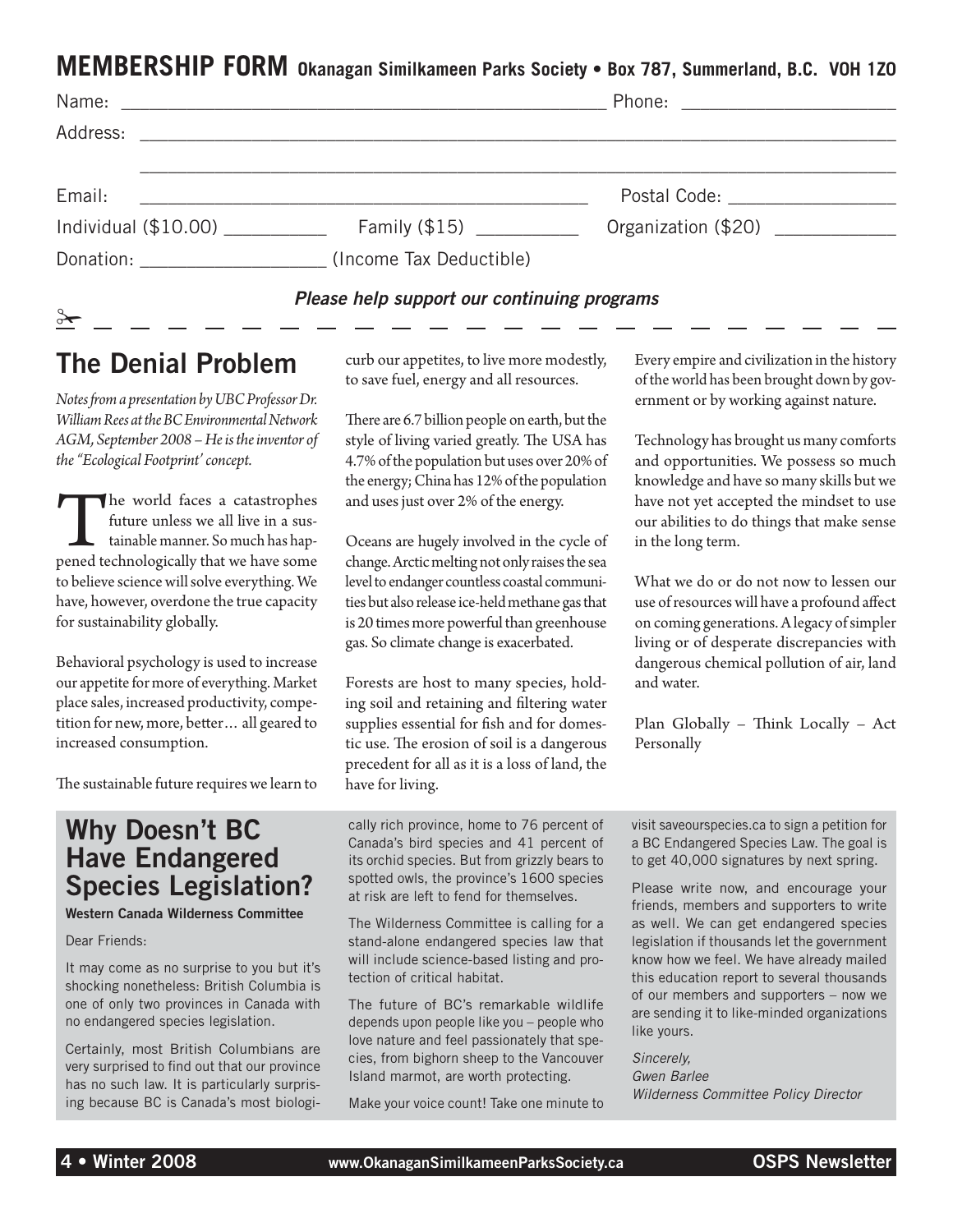## MEMBERSHIP FORM Okanagan Similkameen Parks Society • Box 787, Summerland, B.C. V0H 1Z0

Name: ______________________________ Phone: ______________

Address: ______________________________________________

______________________________________________

Email: ______________________________ Postal Code: ______________

Individual ($10.00) __________ Family ($15) __________ Organization ($20) __________

Donation: ______________ (Income Tax Deductible)

***Please help support our continuing programs***

✂ _ _ _ _ _ _ _ _ _ _ _ _ _ _ _ _ _ _ _ _ _ _

## The Denial Problem

*Notes from a presentation by UBC Professor Dr. William Rees at the BC Environmental Network AGM, September 2008 – He is the inventor of the "Ecological Footprint' concept.*

The world faces a catastrophes future unless we all live in a sustainable manner. So much has happened technologically that we have some to believe science will solve everything. We have, however, overdone the true capacity for sustainability globally.

Behavioral psychology is used to increase our appetite for more of everything. Market place sales, increased productivity, competition for new, more, better… all geared to increased consumption.

The sustainable future requires we learn to curb our appetites, to live more modestly, to save fuel, energy and all resources.

There are 6.7 billion people on earth, but the style of living varied greatly. The USA has 4.7% of the population but uses over 20% of the energy; China has 12% of the population and uses just over 2% of the energy.

Oceans are hugely involved in the cycle of change. Arctic melting not only raises the sea level to endanger countless coastal communities but also release ice-held methane gas that is 20 times more powerful than greenhouse gas. So climate change is exacerbated.

Forests are host to many species, holding soil and retaining and filtering water supplies essential for fish and for domestic use. The erosion of soil is a dangerous precedent for all as it is a loss of land, the have for living.

Every empire and civilization in the history of the world has been brought down by government or by working against nature.

Technology has brought us many comforts and opportunities. We possess so much knowledge and have so many skills but we have not yet accepted the mindset to use our abilities to do things that make sense in the long term.

What we do or do not now to lessen our use of resources will have a profound affect on coming generations. A legacy of simpler living or of desperate discrepancies with dangerous chemical pollution of air, land and water.

Plan Globally – Think Locally – Act Personally

## Why Doesn't BC Have Endangered Species Legislation?

**Western Canada Wilderness Committee**

Dear Friends:

It may come as no surprise to you but it's shocking nonetheless: British Columbia is one of only two provinces in Canada with no endangered species legislation.

Certainly, most British Columbians are very surprised to find out that our province has no such law. It is particularly surprising because BC is Canada's most biologically rich province, home to 76 percent of Canada's bird species and 41 percent of its orchid species. But from grizzly bears to spotted owls, the province's 1600 species at risk are left to fend for themselves.

The Wilderness Committee is calling for a stand-alone endangered species law that will include science-based listing and protection of critical habitat.

The future of BC's remarkable wildlife depends upon people like you – people who love nature and feel passionately that species, from bighorn sheep to the Vancouver Island marmot, are worth protecting.

Make your voice count! Take one minute to visit saveourspecies.ca to sign a petition for a BC Endangered Species Law. The goal is to get 40,000 signatures by next spring.

Please write now, and encourage your friends, members and supporters to write as well. We can get endangered species legislation if thousands let the government know how we feel. We have already mailed this education report to several thousands of our members and supporters – now we are sending it to like-minded organizations like yours.

*Sincerely,*
*Gwen Barlee*
*Wilderness Committee Policy Director*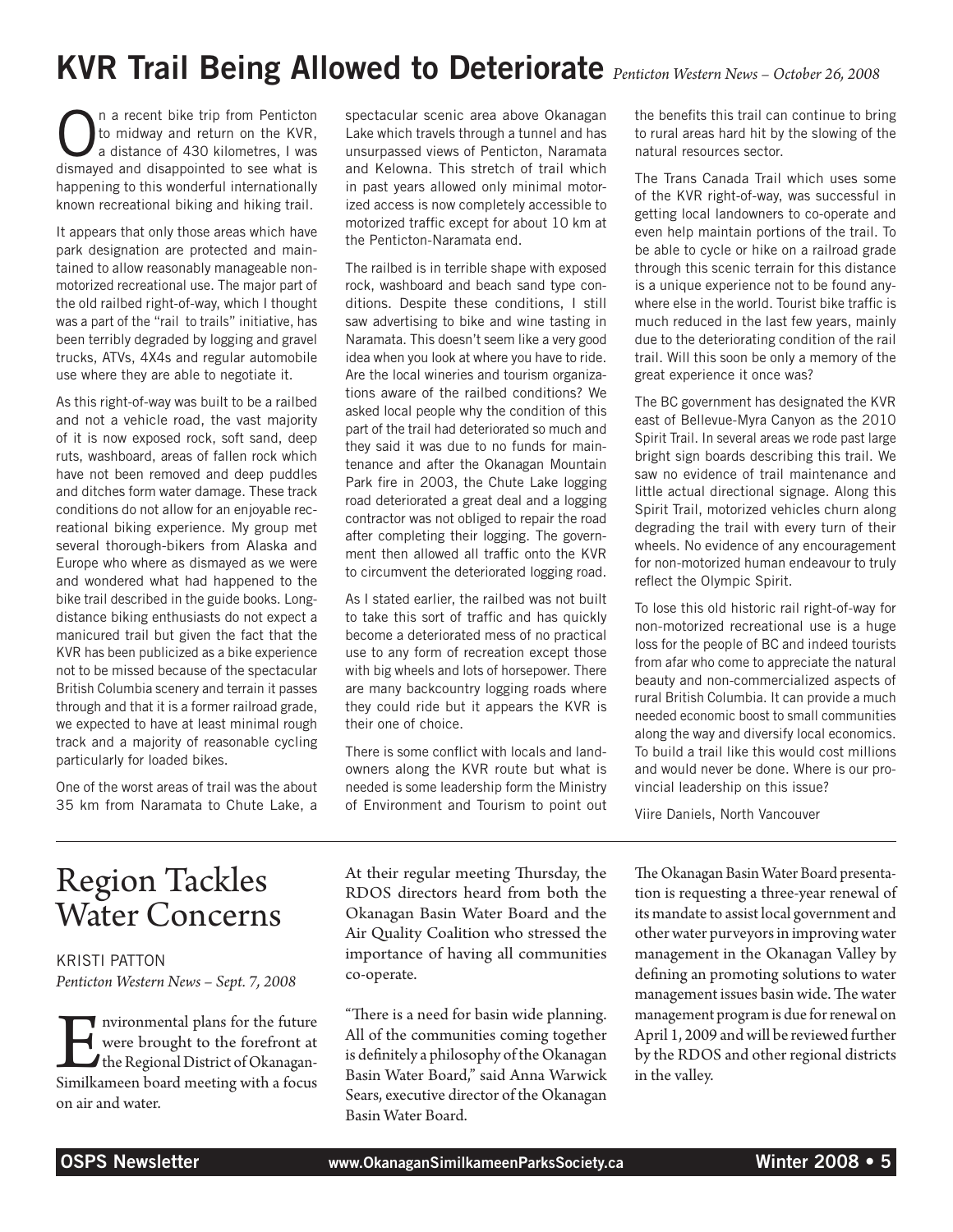# KVR Trail Being Allowed to Deteriorate

*Penticton Western News – October 26, 2008*

On a recent bike trip from Penticton to midway and return on the KVR, a distance of 430 kilometres, I was dismayed and disappointed to see what is happening to this wonderful internationally known recreational biking and hiking trail.

It appears that only those areas which have park designation are protected and maintained to allow reasonably manageable non-motorized recreational use. The major part of the old railbed right-of-way, which I thought was a part of the "rail to trails" initiative, has been terribly degraded by logging and gravel trucks, ATVs, 4X4s and regular automobile use where they are able to negotiate it.

As this right-of-way was built to be a railbed and not a vehicle road, the vast majority of it is now exposed rock, soft sand, deep ruts, washboard, areas of fallen rock which have not been removed and deep puddles and ditches form water damage. These track conditions do not allow for an enjoyable recreational biking experience. My group met several thorough-bikers from Alaska and Europe who where as dismayed as we were and wondered what had happened to the bike trail described in the guide books. Long-distance biking enthusiasts do not expect a manicured trail but given the fact that the KVR has been publicized as a bike experience not to be missed because of the spectacular British Columbia scenery and terrain it passes through and that it is a former railroad grade, we expected to have at least minimal rough track and a majority of reasonable cycling particularly for loaded bikes.

One of the worst areas of trail was the about 35 km from Naramata to Chute Lake, a spectacular scenic area above Okanagan Lake which travels through a tunnel and has unsurpassed views of Penticton, Naramata and Kelowna. This stretch of trail which in past years allowed only minimal motorized access is now completely accessible to motorized traffic except for about 10 km at the Penticton-Naramata end.

The railbed is in terrible shape with exposed rock, washboard and beach sand type conditions. Despite these conditions, I still saw advertising to bike and wine tasting in Naramata. This doesn't seem like a very good idea when you look at where you have to ride. Are the local wineries and tourism organizations aware of the railbed conditions? We asked local people why the condition of this part of the trail had deteriorated so much and they said it was due to no funds for maintenance and after the Okanagan Mountain Park fire in 2003, the Chute Lake logging road deteriorated a great deal and a logging contractor was not obliged to repair the road after completing their logging. The government then allowed all traffic onto the KVR to circumvent the deteriorated logging road.

As I stated earlier, the railbed was not built to take this sort of traffic and has quickly become a deteriorated mess of no practical use to any form of recreation except those with big wheels and lots of horsepower. There are many backcountry logging roads where they could ride but it appears the KVR is their one of choice.

There is some conflict with locals and landowners along the KVR route but what is needed is some leadership form the Ministry of Environment and Tourism to point out the benefits this trail can continue to bring to rural areas hard hit by the slowing of the natural resources sector.

The Trans Canada Trail which uses some of the KVR right-of-way, was successful in getting local landowners to co-operate and even help maintain portions of the trail. To be able to cycle or hike on a railroad grade through this scenic terrain for this distance is a unique experience not to be found anywhere else in the world. Tourist bike traffic is much reduced in the last few years, mainly due to the deteriorating condition of the rail trail. Will this soon be only a memory of the great experience it once was?

The BC government has designated the KVR east of Bellevue-Myra Canyon as the 2010 Spirit Trail. In several areas we rode past large bright sign boards describing this trail. We saw no evidence of trail maintenance and little actual directional signage. Along this Spirit Trail, motorized vehicles churn along degrading the trail with every turn of their wheels. No evidence of any encouragement for non-motorized human endeavour to truly reflect the Olympic Spirit.

To lose this old historic rail right-of-way for non-motorized recreational use is a huge loss for the people of BC and indeed tourists from afar who come to appreciate the natural beauty and non-commercialized aspects of rural British Columbia. It can provide a much needed economic boost to small communities along the way and diversify local economics. To build a trail like this would cost millions and would never be done. Where is our provincial leadership on this issue?

Viire Daniels, North Vancouver

---

# Region Tackles Water Concerns

KRISTI PATTON
*Penticton Western News – Sept. 7, 2008*

Environmental plans for the future were brought to the forefront at the Regional District of Okanagan-Similkameen board meeting with a focus on air and water.

At their regular meeting Thursday, the RDOS directors heard from both the Okanagan Basin Water Board and the Air Quality Coalition who stressed the importance of having all communities co-operate.

"There is a need for basin wide planning. All of the communities coming together is definitely a philosophy of the Okanagan Basin Water Board," said Anna Warwick Sears, executive director of the Okanagan Basin Water Board.

The Okanagan Basin Water Board presentation is requesting a three-year renewal of its mandate to assist local government and other water purveyors in improving water management in the Okanagan Valley by defining an promoting solutions to water management issues basin wide. The water management program is due for renewal on April 1, 2009 and will be reviewed further by the RDOS and other regional districts in the valley.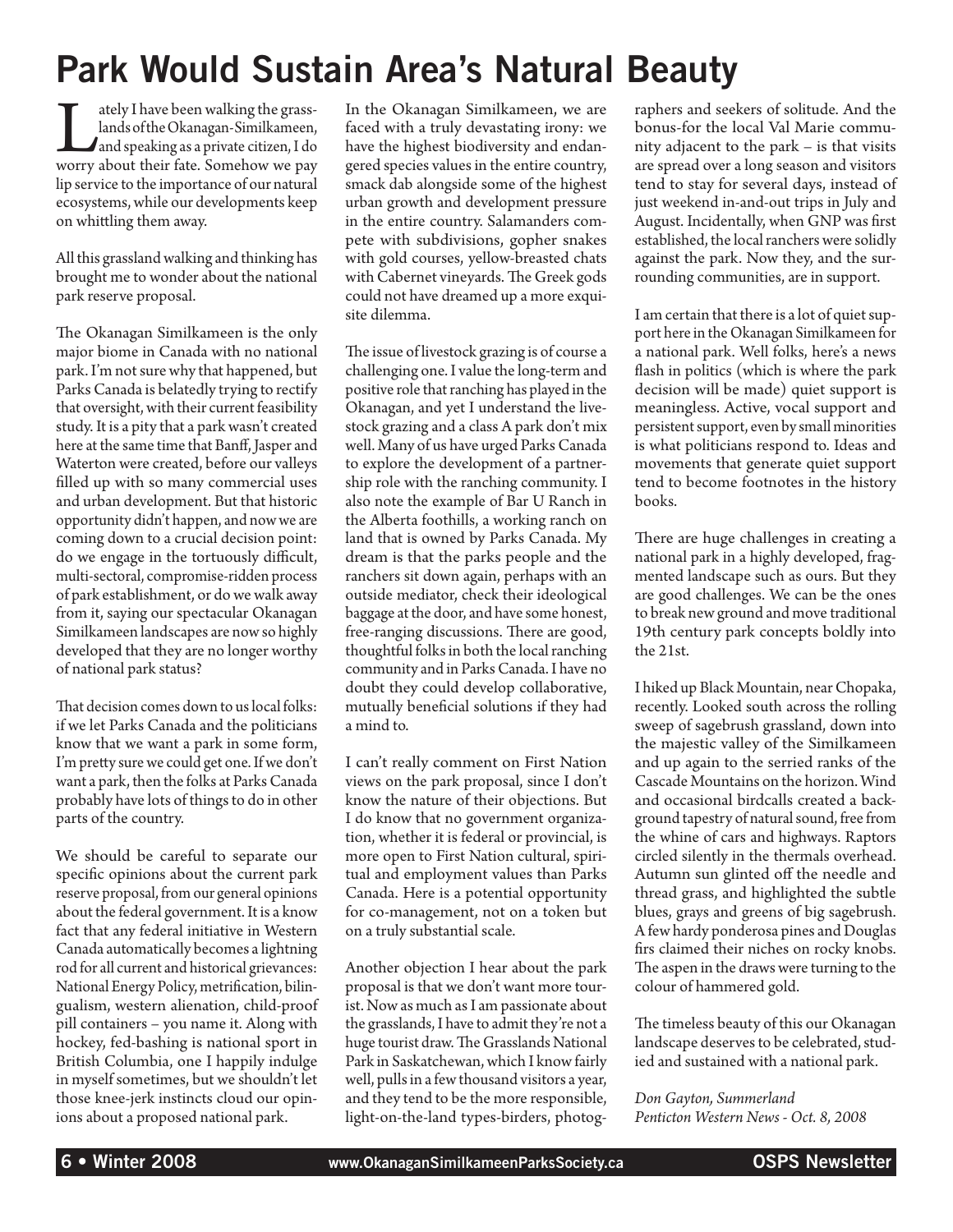# Park Would Sustain Area's Natural Beauty

Lately I have been walking the grasslands of the Okanagan-Similkameen, and speaking as a private citizen, I do worry about their fate. Somehow we pay lip service to the importance of our natural ecosystems, while our developments keep on whittling them away.

All this grassland walking and thinking has brought me to wonder about the national park reserve proposal.

The Okanagan Similkameen is the only major biome in Canada with no national park. I'm not sure why that happened, but Parks Canada is belatedly trying to rectify that oversight, with their current feasibility study. It is a pity that a park wasn't created here at the same time that Banff, Jasper and Waterton were created, before our valleys filled up with so many commercial uses and urban development. But that historic opportunity didn't happen, and now we are coming down to a crucial decision point: do we engage in the tortuously difficult, multi-sectoral, compromise-ridden process of park establishment, or do we walk away from it, saying our spectacular Okanagan Similkameen landscapes are now so highly developed that they are no longer worthy of national park status?

That decision comes down to us local folks: if we let Parks Canada and the politicians know that we want a park in some form, I'm pretty sure we could get one. If we don't want a park, then the folks at Parks Canada probably have lots of things to do in other parts of the country.

We should be careful to separate our specific opinions about the current park reserve proposal, from our general opinions about the federal government. It is a know fact that any federal initiative in Western Canada automatically becomes a lightning rod for all current and historical grievances: National Energy Policy, metrification, bilingualism, western alienation, child-proof pill containers – you name it. Along with hockey, fed-bashing is national sport in British Columbia, one I happily indulge in myself sometimes, but we shouldn't let those knee-jerk instincts cloud our opinions about a proposed national park.

In the Okanagan Similkameen, we are faced with a truly devastating irony: we have the highest biodiversity and endangered species values in the entire country, smack dab alongside some of the highest urban growth and development pressure in the entire country. Salamanders compete with subdivisions, gopher snakes with gold courses, yellow-breasted chats with Cabernet vineyards. The Greek gods could not have dreamed up a more exquisite dilemma.

The issue of livestock grazing is of course a challenging one. I value the long-term and positive role that ranching has played in the Okanagan, and yet I understand the livestock grazing and a class A park don't mix well. Many of us have urged Parks Canada to explore the development of a partnership role with the ranching community. I also note the example of Bar U Ranch in the Alberta foothills, a working ranch on land that is owned by Parks Canada. My dream is that the parks people and the ranchers sit down again, perhaps with an outside mediator, check their ideological baggage at the door, and have some honest, free-ranging discussions. There are good, thoughtful folks in both the local ranching community and in Parks Canada. I have no doubt they could develop collaborative, mutually beneficial solutions if they had a mind to.

I can't really comment on First Nation views on the park proposal, since I don't know the nature of their objections. But I do know that no government organization, whether it is federal or provincial, is more open to First Nation cultural, spiritual and employment values than Parks Canada. Here is a potential opportunity for co-management, not on a token but on a truly substantial scale.

Another objection I hear about the park proposal is that we don't want more tourist. Now as much as I am passionate about the grasslands, I have to admit they're not a huge tourist draw. The Grasslands National Park in Saskatchewan, which I know fairly well, pulls in a few thousand visitors a year, and they tend to be the more responsible, light-on-the-land types-birders, photographers and seekers of solitude. And the bonus-for the local Val Marie community adjacent to the park – is that visits are spread over a long season and visitors tend to stay for several days, instead of just weekend in-and-out trips in July and August. Incidentally, when GNP was first established, the local ranchers were solidly against the park. Now they, and the surrounding communities, are in support.

I am certain that there is a lot of quiet support here in the Okanagan Similkameen for a national park. Well folks, here's a news flash in politics (which is where the park decision will be made) quiet support is meaningless. Active, vocal support and persistent support, even by small minorities is what politicians respond to. Ideas and movements that generate quiet support tend to become footnotes in the history books.

There are huge challenges in creating a national park in a highly developed, fragmented landscape such as ours. But they are good challenges. We can be the ones to break new ground and move traditional 19th century park concepts boldly into the 21st.

I hiked up Black Mountain, near Chopaka, recently. Looked south across the rolling sweep of sagebrush grassland, down into the majestic valley of the Similkameen and up again to the serried ranks of the Cascade Mountains on the horizon. Wind and occasional birdcalls created a background tapestry of natural sound, free from the whine of cars and highways. Raptors circled silently in the thermals overhead. Autumn sun glinted off the needle and thread grass, and highlighted the subtle blues, grays and greens of big sagebrush. A few hardy ponderosa pines and Douglas firs claimed their niches on rocky knobs. The aspen in the draws were turning to the colour of hammered gold.

The timeless beauty of this our Okanagan landscape deserves to be celebrated, studied and sustained with a national park.

*Don Gayton, Summerland*
*Penticton Western News - Oct. 8, 2008*